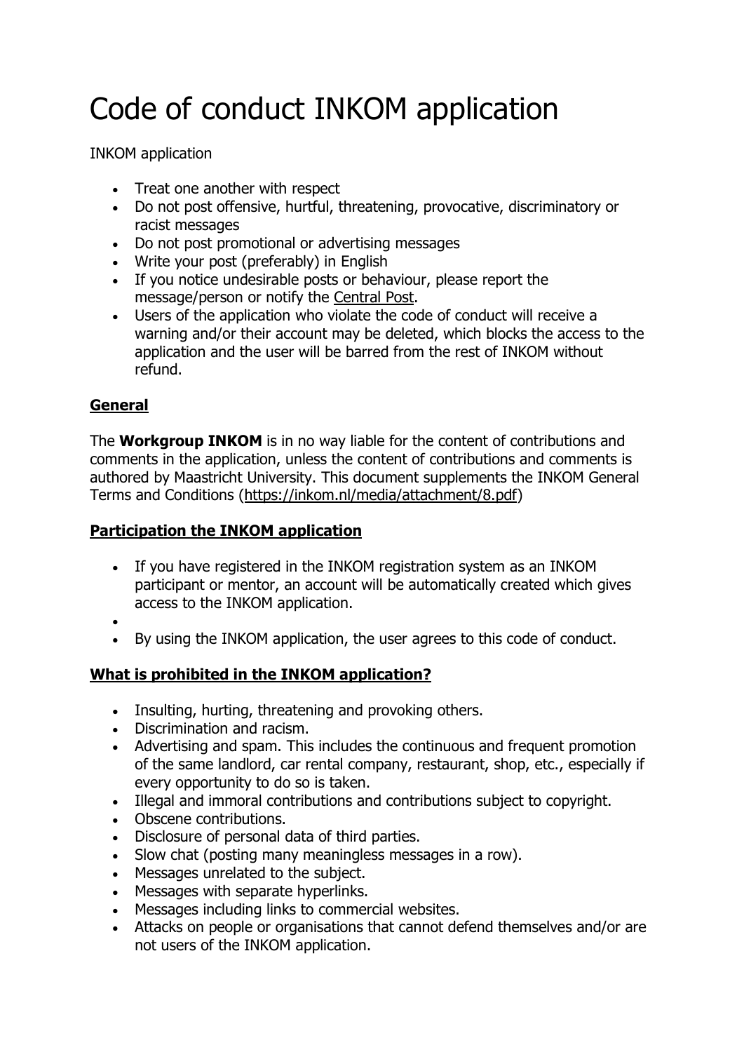# Code of conduct INKOM application

INKOM application

- Treat one another with respect
- Do not post offensive, hurtful, threatening, provocative, discriminatory or racist messages
- Do not post promotional or advertising messages
- Write your post (preferably) in English
- If you notice undesirable posts or behaviour, please report the message/person or notify the Central Post.
- Users of the application who violate the code of conduct will receive a warning and/or their account may be deleted, which blocks the access to the application and the user will be barred from the rest of INKOM without refund.

## General

The **Workgroup INKOM** is in no way liable for the content of contributions and comments in the application, unless the content of contributions and comments is authored by Maastricht University. This document supplements the INKOM General Terms and Conditions (https://inkom.nl/media/attachment/8.pdf)

## Participation the INKOM application

- If you have registered in the INKOM registration system as an INKOM participant or mentor, an account will be automatically created which gives access to the INKOM application.
- 
- By using the INKOM application, the user agrees to this code of conduct.

## What is prohibited in the INKOM application?

- Insulting, hurting, threatening and provoking others.
- Discrimination and racism.
- Advertising and spam. This includes the continuous and frequent promotion of the same landlord, car rental company, restaurant, shop, etc., especially if every opportunity to do so is taken.
- Illegal and immoral contributions and contributions subject to copyright.
- Obscene contributions.
- Disclosure of personal data of third parties.
- Slow chat (posting many meaningless messages in a row).
- Messages unrelated to the subject.
- Messages with separate hyperlinks.
- Messages including links to commercial websites.
- Attacks on people or organisations that cannot defend themselves and/or are not users of the INKOM application.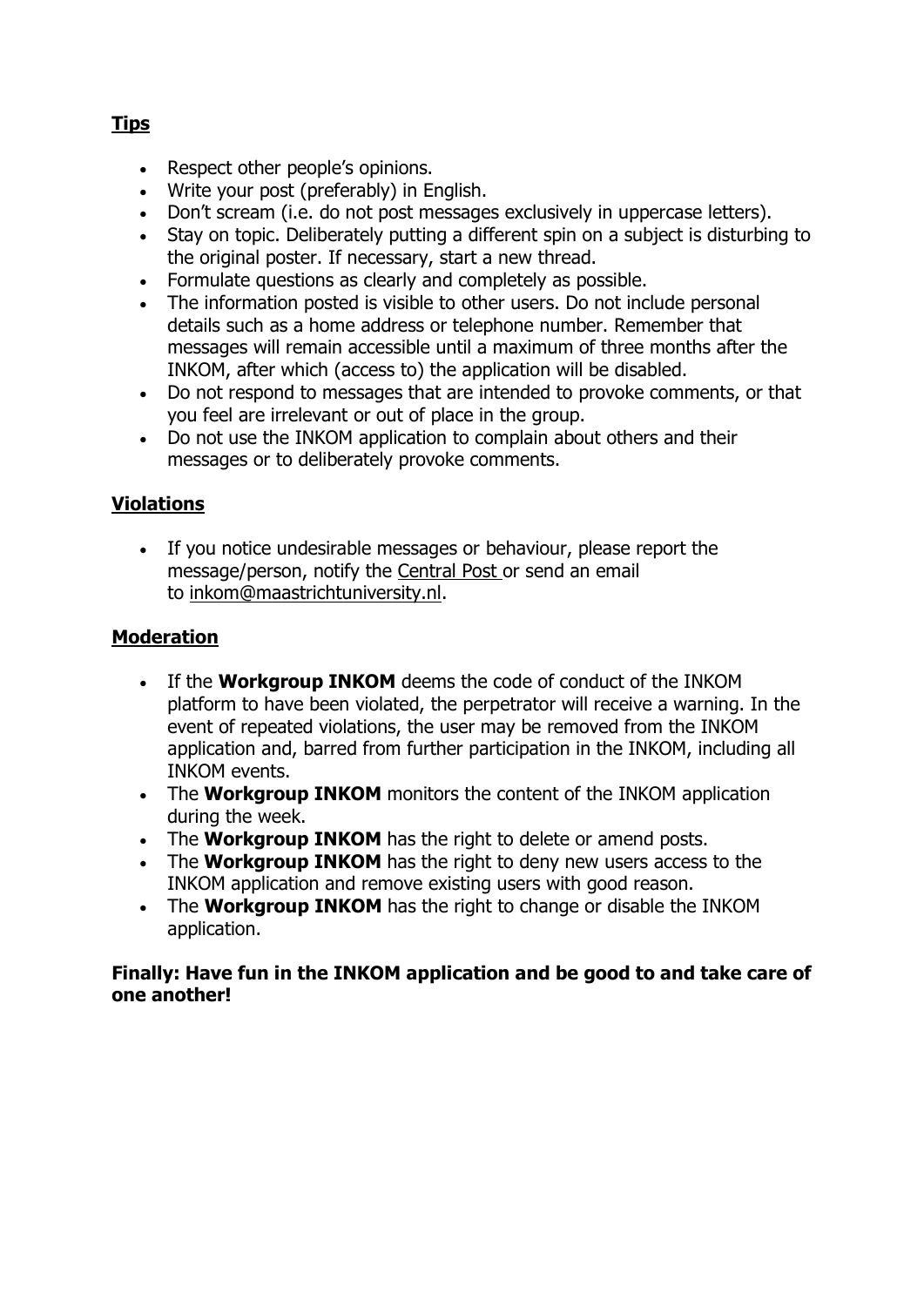## Tips

- Respect other people's opinions.
- Write your post (preferably) in English.
- Don't scream (i.e. do not post messages exclusively in uppercase letters).
- Stay on topic. Deliberately putting a different spin on a subject is disturbing to the original poster. If necessary, start a new thread.
- Formulate questions as clearly and completely as possible.
- The information posted is visible to other users. Do not include personal details such as a home address or telephone number. Remember that messages will remain accessible until a maximum of three months after the INKOM, after which (access to) the application will be disabled.
- Do not respond to messages that are intended to provoke comments, or that you feel are irrelevant or out of place in the group.
- Do not use the INKOM application to complain about others and their messages or to deliberately provoke comments.

## Violations

- If you notice undesirable messages or behaviour, please report the message/person, notify the Central Post or send an email to inkom@maastrichtuniversity.nl.

## Moderation

- If the **Workgroup INKOM** deems the code of conduct of the INKOM platform to have been violated, the perpetrator will receive a warning. In the event of repeated violations, the user may be removed from the INKOM application and, barred from further participation in the INKOM, including all INKOM events.
- The **Workgroup INKOM** monitors the content of the INKOM application during the week.
- The **Workgroup INKOM** has the right to delete or amend posts.
- The **Workgroup INKOM** has the right to deny new users access to the INKOM application and remove existing users with good reason.
- The **Workgroup INKOM** has the right to change or disable the INKOM application.

**Finally: Have fun in the INKOM application and be good to and take care of one another!**